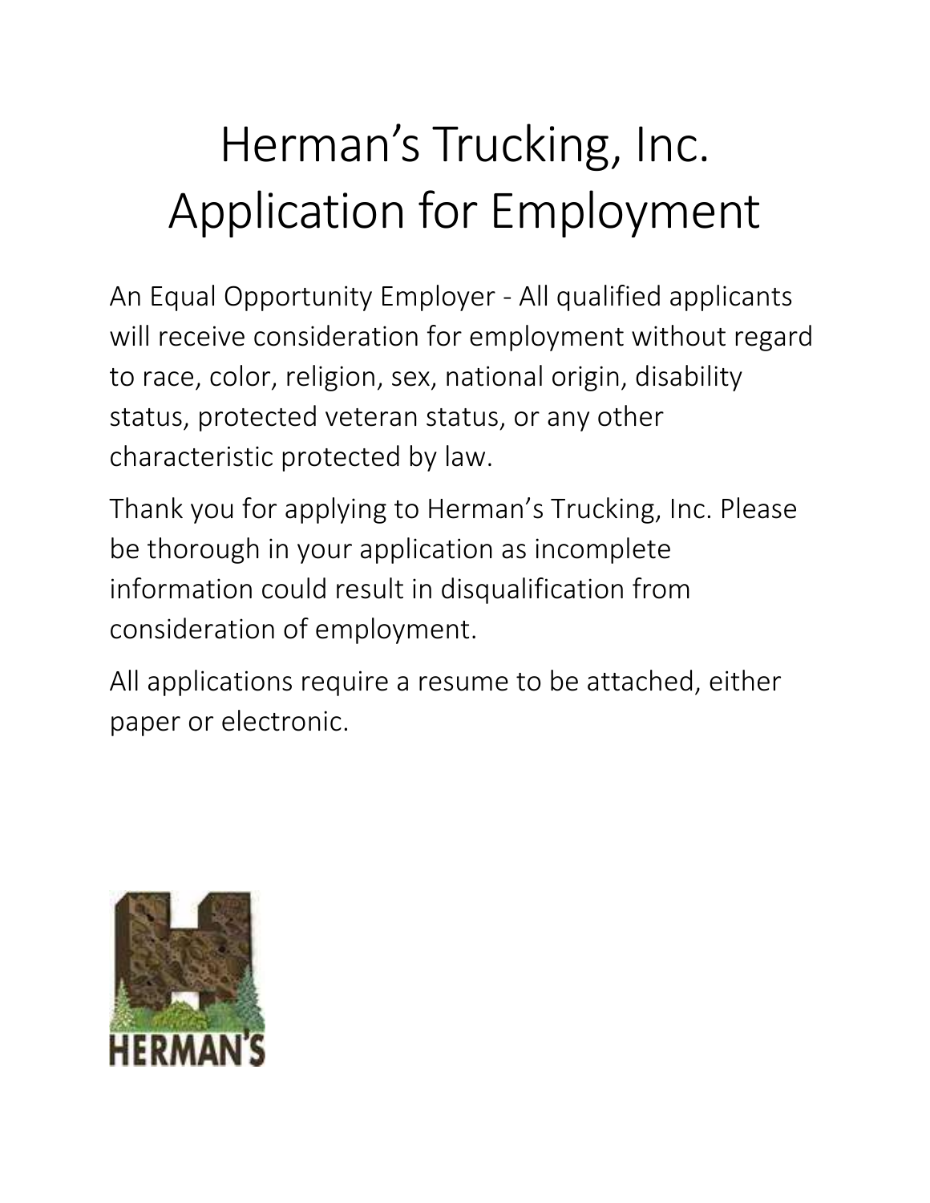# Herman's Trucking, Inc.
# Application for Employment

An Equal Opportunity Employer - All qualified applicants will receive consideration for employment without regard to race, color, religion, sex, national origin, disability status, protected veteran status, or any other characteristic protected by law.

Thank you for applying to Herman's Trucking, Inc. Please be thorough in your application as incomplete information could result in disqualification from consideration of employment.

All applications require a resume to be attached, either paper or electronic.

HERMAN'S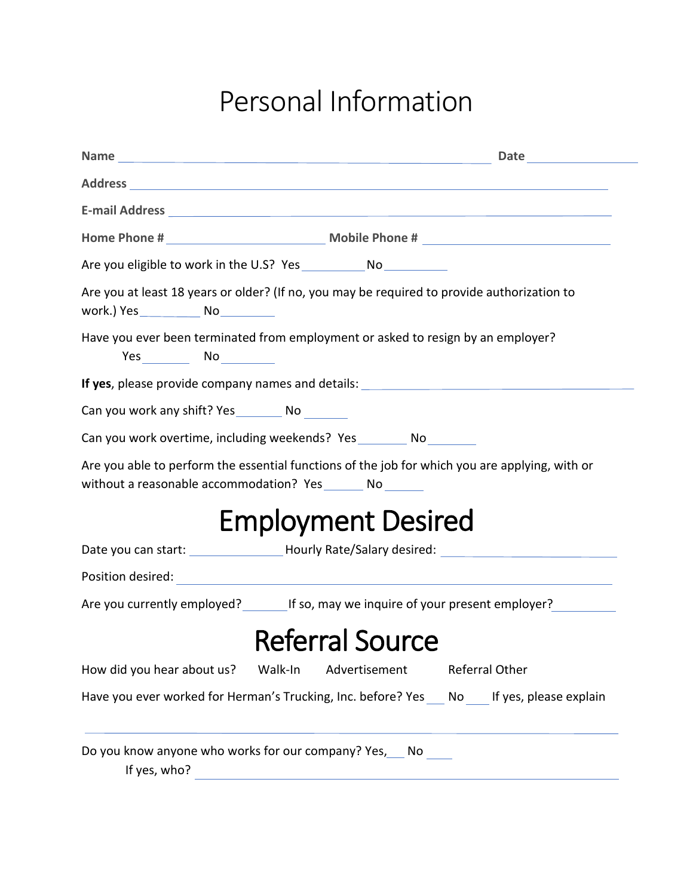# Personal Information

**Name** ______________________________ **Date** ______________

**Address** ______________________________________________

**E-mail Address** ______________________________________________

**Home Phone #** ____________________ **Mobile Phone #** ____________________

Are you eligible to work in the U.S? Yes__________ No__________

Are you at least 18 years or older? (If no, you may be required to provide authorization to work.) Yes__________ No__________

Have you ever been terminated from employment or asked to resign by an employer?
Yes________ No________

**If yes**, please provide company names and details: ______________________________

Can you work any shift? Yes________ No ________

Can you work overtime, including weekends? Yes________ No________

Are you able to perform the essential functions of the job for which you are applying, with or without a reasonable accommodation? Yes______ No ______

# Employment Desired

Date you can start: ______________ Hourly Rate/Salary desired: ____________________

Position desired: ______________________________________________

Are you currently employed?________ If so, may we inquire of your present employer?__________

# Referral Source

How did you hear about us? Walk-In Advertisement Referral Other

Have you ever worked for Herman's Trucking, Inc. before? Yes___ No___ If yes, please explain

______________________________________________

Do you know anyone who works for our company? Yes,___ No ____
If yes, who? ______________________________________________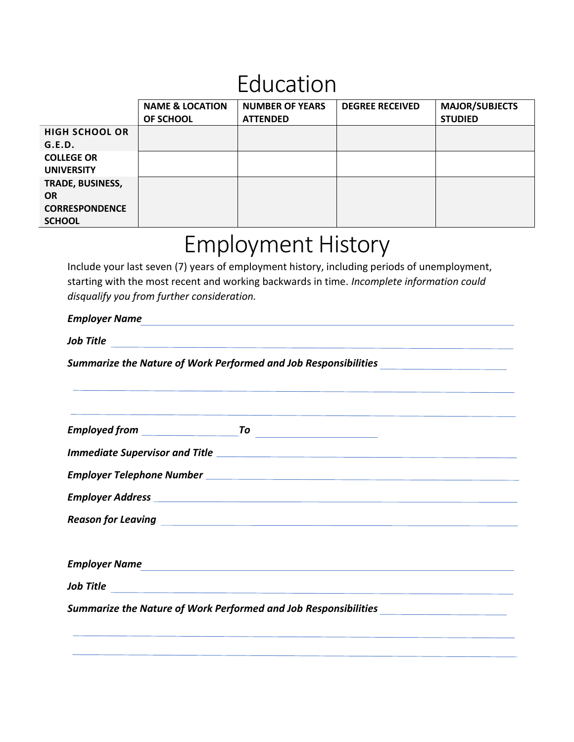# Education

| | NAME & LOCATION OF SCHOOL | NUMBER OF YEARS ATTENDED | DEGREE RECEIVED | MAJOR/SUBJECTS STUDIED |
|---|---|---|---|---|
| **HIGH SCHOOL OR G.E.D.** | | | | |
| **COLLEGE OR UNIVERSITY** | | | | |
| **TRADE, BUSINESS, OR CORRESPONDENCE SCHOOL** | | | | |

# Employment History

Include your last seven (7) years of employment history, including periods of unemployment, starting with the most recent and working backwards in time. *Incomplete information could disqualify you from further consideration.*

***Employer Name*** ______________________________

***Job Title*** ______________________________

***Summarize the Nature of Work Performed and Job Responsibilities*** ______________________________

______________________________

______________________________

***Employed from*** ______________ ***To*** ______________

***Immediate Supervisor and Title*** ______________________________

***Employer Telephone Number*** ______________________________

***Employer Address*** ______________________________

***Reason for Leaving*** ______________________________

***Employer Name*** ______________________________

***Job Title*** ______________________________

***Summarize the Nature of Work Performed and Job Responsibilities*** ______________________________

______________________________

______________________________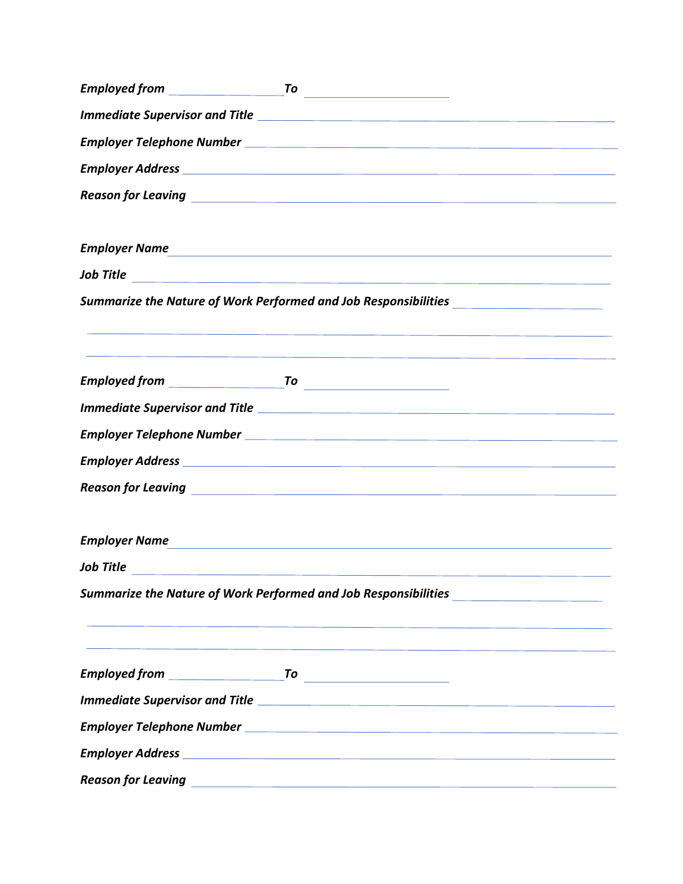***Employed from*** ________________ ***To*** ____________________

***Immediate Supervisor and Title*** ________________________________________________

***Employer Telephone Number*** ________________________________________________

***Employer Address*** ________________________________________________

***Reason for Leaving*** ________________________________________________

***Employer Name*** ________________________________________________

***Job Title*** ________________________________________________

***Summarize the Nature of Work Performed and Job Responsibilities*** ____________________

________________________________________________________________________________

________________________________________________________________________________

***Employed from*** ________________ ***To*** ____________________

***Immediate Supervisor and Title*** ________________________________________________

***Employer Telephone Number*** ________________________________________________

***Employer Address*** ________________________________________________

***Reason for Leaving*** ________________________________________________

***Employer Name*** ________________________________________________

***Job Title*** ________________________________________________

***Summarize the Nature of Work Performed and Job Responsibilities*** ____________________

________________________________________________________________________________

________________________________________________________________________________

***Employed from*** ________________ ***To*** ____________________

***Immediate Supervisor and Title*** ________________________________________________

***Employer Telephone Number*** ________________________________________________

***Employer Address*** ________________________________________________

***Reason for Leaving*** ________________________________________________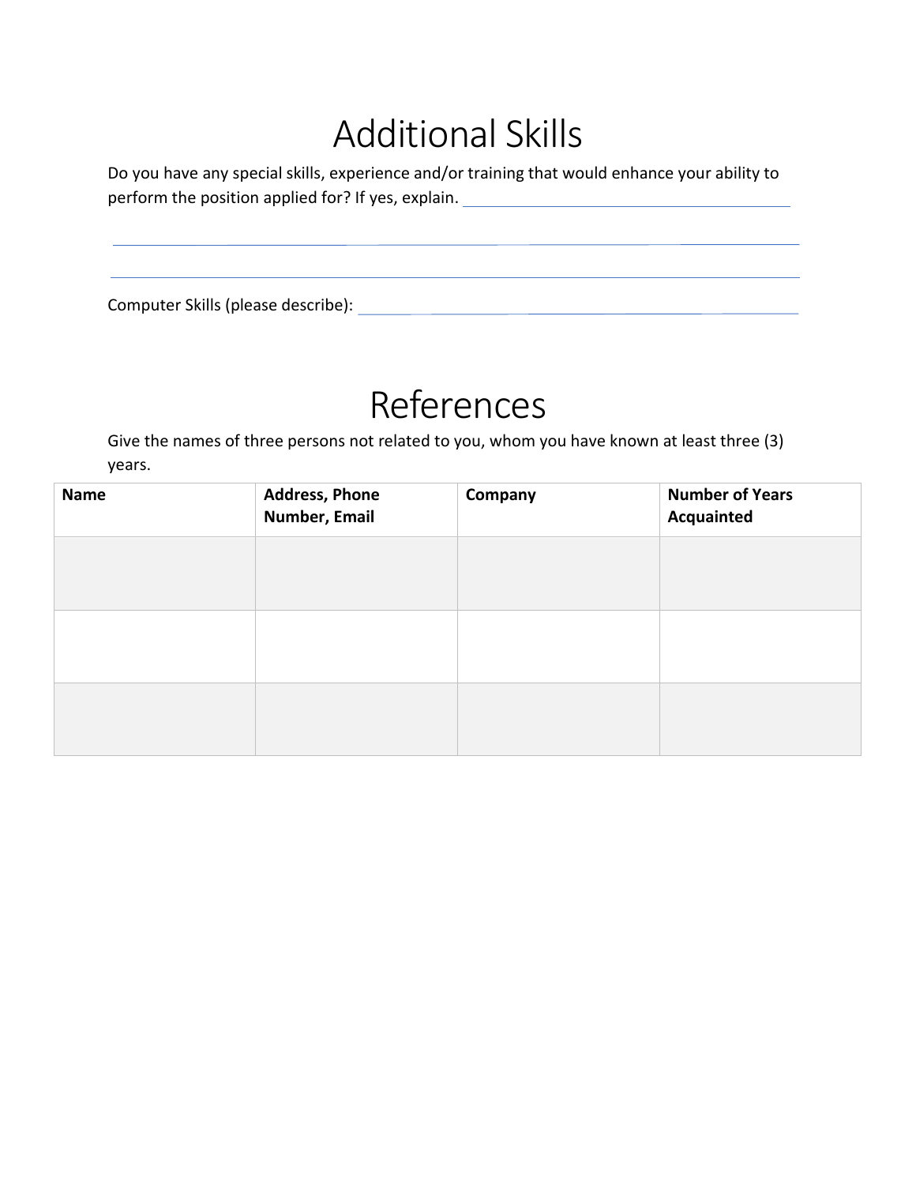# Additional Skills

Do you have any special skills, experience and/or training that would enhance your ability to perform the position applied for? If yes, explain. ______________________________

_______________________________________________________________

_______________________________________________________________

Computer Skills (please describe): ______________________________

# References

Give the names of three persons not related to you, whom you have known at least three (3) years.

| **Name** | **Address, Phone Number, Email** | **Company** | **Number of Years Acquainted** |
|---|---|---|---|
| | | | |
| | | | |
| | | | |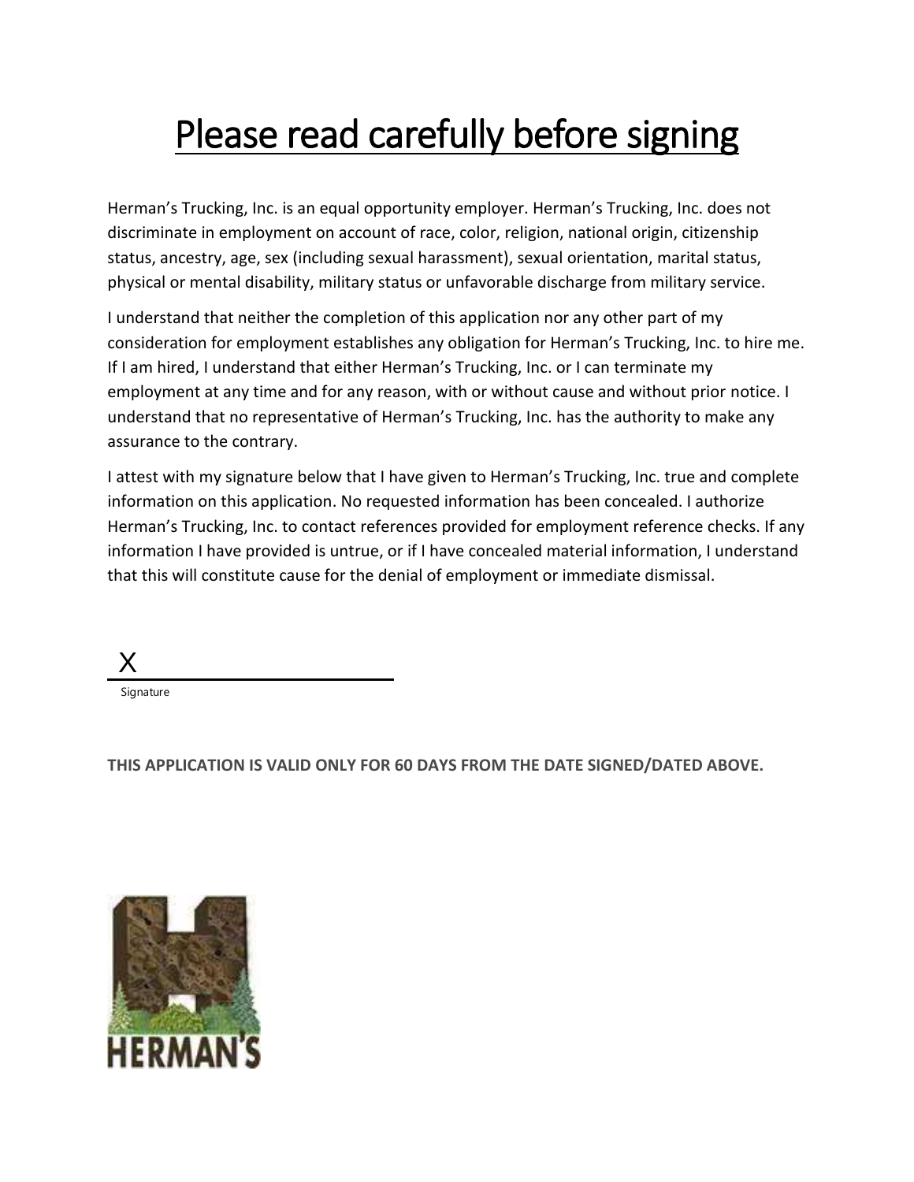# Please read carefully before signing

Herman's Trucking, Inc. is an equal opportunity employer. Herman's Trucking, Inc. does not discriminate in employment on account of race, color, religion, national origin, citizenship status, ancestry, age, sex (including sexual harassment), sexual orientation, marital status, physical or mental disability, military status or unfavorable discharge from military service.

I understand that neither the completion of this application nor any other part of my consideration for employment establishes any obligation for Herman's Trucking, Inc. to hire me. If I am hired, I understand that either Herman's Trucking, Inc. or I can terminate my employment at any time and for any reason, with or without cause and without prior notice. I understand that no representative of Herman's Trucking, Inc. has the authority to make any assurance to the contrary.

I attest with my signature below that I have given to Herman's Trucking, Inc. true and complete information on this application. No requested information has been concealed. I authorize Herman's Trucking, Inc. to contact references provided for employment reference checks. If any information I have provided is untrue, or if I have concealed material information, I understand that this will constitute cause for the denial of employment or immediate dismissal.

X \_\_\_\_\_\_\_\_\_\_\_\_\_\_\_\_\_\_\_\_\_\_\_\_\_\_\_\_
Signature

**THIS APPLICATION IS VALID ONLY FOR 60 DAYS FROM THE DATE SIGNED/DATED ABOVE.**

HERMAN'S